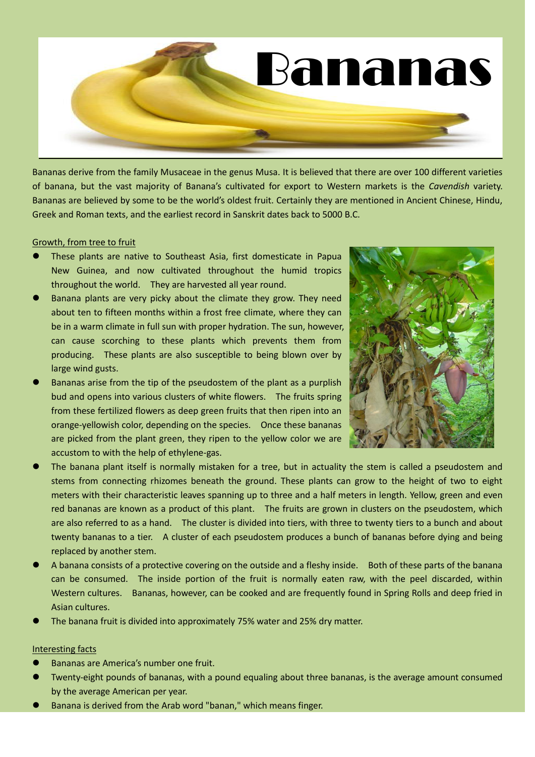# Bananas

Bananas derive from the family Musaceae in the genus Musa. It is believed that there are over 100 different varieties of banana, but the vast majority of Banana's cultivated for export to Western markets is the *Cavendish* variety. Bananas are believed by some to be the world's oldest fruit. Certainly they are mentioned in Ancient Chinese, Hindu, Greek and Roman texts, and the earliest record in Sanskrit dates back to 5000 B.C.

## Growth, from tree to fruit

- These plants are native to Southeast Asia, first domesticate in Papua New Guinea, and now cultivated throughout the humid tropics throughout the world. They are harvested all year round.
- Banana plants are very picky about the climate they grow. They need about ten to fifteen months within a frost free climate, where they can be in a warm climate in full sun with proper hydration. The sun, however, can cause scorching to these plants which prevents them from producing. These plants are also susceptible to being blown over by large wind gusts.
- Bananas arise from the tip of the pseudostem of the plant as a purplish bud and opens into various clusters of white flowers. The fruits spring from these fertilized flowers as deep green fruits that then ripen into an orange-yellowish color, depending on the species. Once these bananas are picked from the plant green, they ripen to the yellow color we are accustom to with the help of ethylene-gas.
- The banana plant itself is normally mistaken for a tree, but in actuality the stem is called a pseudostem and stems from connecting rhizomes beneath the ground. These plants can grow to the height of two to eight meters with their characteristic leaves spanning up to three and a half meters in length. Yellow, green and even red bananas are known as a product of this plant. The fruits are grown in clusters on the pseudostem, which are also referred to as a hand. The cluster is divided into tiers, with three to twenty tiers to a bunch and about twenty bananas to a tier. A cluster of each pseudostem produces a bunch of bananas before dying and being replaced by another stem.
- A banana consists of a protective covering on the outside and a fleshy inside. Both of these parts of the banana can be consumed. The inside portion of the fruit is normally eaten raw, with the peel discarded, within Western cultures. Bananas, however, can be cooked and are frequently found in Spring Rolls and deep fried in Asian cultures.
- The banana fruit is divided into approximately 75% water and 25% dry matter.

## Interesting facts

- Bananas are America's number one fruit.
- Twenty-eight pounds of bananas, with a pound equaling about three bananas, is the average amount consumed by the average American per year.
- Banana is derived from the Arab word "banan," which means finger.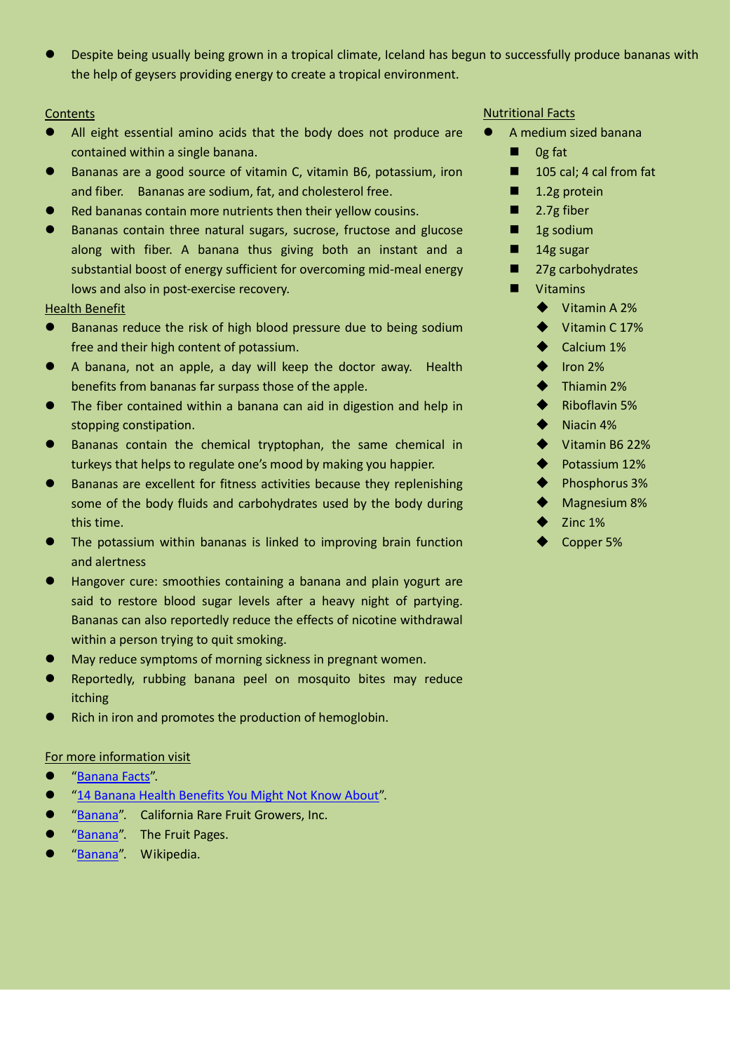- Despite being usually being grown in a tropical climate, Iceland has begun to successfully produce bananas with the help of geysers providing energy to create a tropical environment.

Contents

- All eight essential amino acids that the body does not produce are contained within a single banana.
- Bananas are a good source of vitamin C, vitamin B6, potassium, iron and fiber. Bananas are sodium, fat, and cholesterol free.
- Red bananas contain more nutrients then their yellow cousins.
- Bananas contain three natural sugars, sucrose, fructose and glucose along with fiber. A banana thus giving both an instant and a substantial boost of energy sufficient for overcoming mid-meal energy lows and also in post-exercise recovery.

Health Benefit

- Bananas reduce the risk of high blood pressure due to being sodium free and their high content of potassium.
- A banana, not an apple, a day will keep the doctor away. Health benefits from bananas far surpass those of the apple.
- The fiber contained within a banana can aid in digestion and help in stopping constipation.
- Bananas contain the chemical tryptophan, the same chemical in turkeys that helps to regulate one's mood by making you happier.
- Bananas are excellent for fitness activities because they replenishing some of the body fluids and carbohydrates used by the body during this time.
- The potassium within bananas is linked to improving brain function and alertness
- Hangover cure: smoothies containing a banana and plain yogurt are said to restore blood sugar levels after a heavy night of partying. Bananas can also reportedly reduce the effects of nicotine withdrawal within a person trying to quit smoking.
- May reduce symptoms of morning sickness in pregnant women.
- Reportedly, rubbing banana peel on mosquito bites may reduce itching
- Rich in iron and promotes the production of hemoglobin.

For more information visit

- "Banana Facts".
- "14 Banana Health Benefits You Might Not Know About".
- "Banana". California Rare Fruit Growers, Inc.
- "Banana". The Fruit Pages.
- "Banana". Wikipedia.

Nutritional Facts

- A medium sized banana
  - 0g fat
  - 105 cal; 4 cal from fat
  - 1.2g protein
  - 2.7g fiber
  - 1g sodium
  - 14g sugar
  - 27g carbohydrates
  - Vitamins
    - Vitamin A 2%
    - Vitamin C 17%
    - Calcium 1%
    - Iron 2%
    - Thiamin 2%
    - Riboflavin 5%
    - Niacin 4%
    - Vitamin B6 22%
    - Potassium 12%
    - Phosphorus 3%
    - Magnesium 8%
    - Zinc 1%
    - Copper 5%